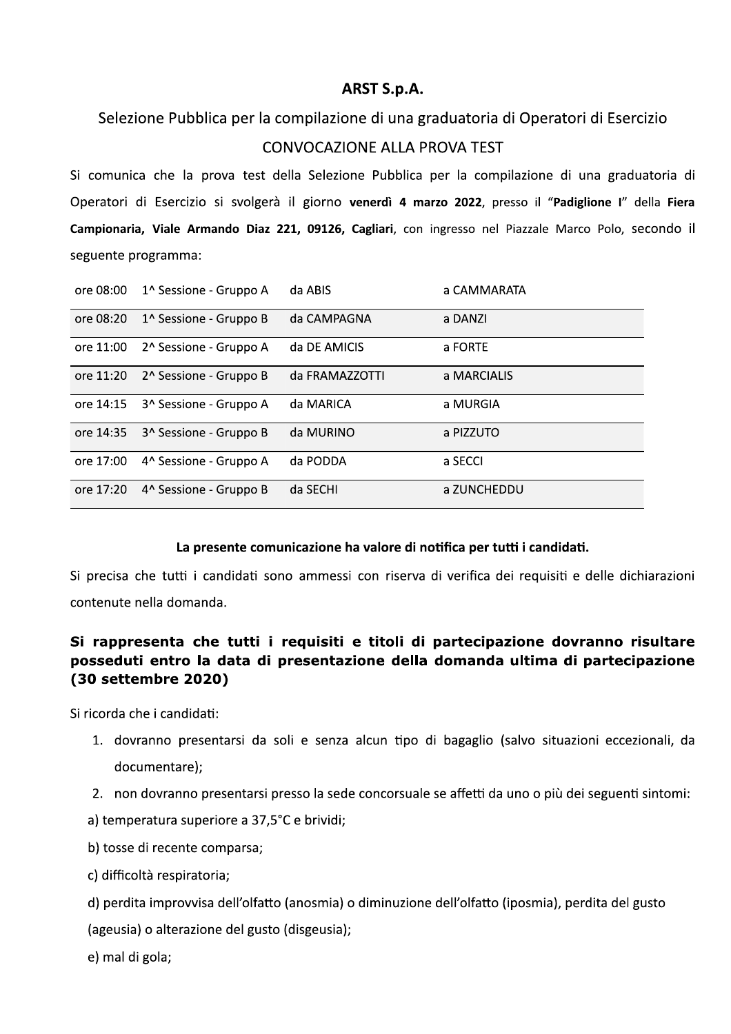# ARST S.p.A.

Selezione Pubblica per la compilazione di una graduatoria di Operatori di Esercizio

CONVOCAZIONE ALLA PROVA TEST

Si comunica che la prova test della Selezione Pubblica per la compilazione di una graduatoria di Operatori di Esercizio si svolgerà il giorno **venerdì 4 marzo 2022**, presso il "**Padiglione I**" della **Fiera Campionaria, Viale Armando Diaz 221, 09126, Cagliari**, con ingresso nel Piazzale Marco Polo, secondo il seguente programma:

| | | | |
|---|---|---|---|
| ore 08:00 | 1^ Sessione - Gruppo A | da ABIS | a CAMMARATA |
| ore 08:20 | 1^ Sessione - Gruppo B | da CAMPAGNA | a DANZI |
| ore 11:00 | 2^ Sessione - Gruppo A | da DE AMICIS | a FORTE |
| ore 11:20 | 2^ Sessione - Gruppo B | da FRAMAZZOTTI | a MARCIALIS |
| ore 14:15 | 3^ Sessione - Gruppo A | da MARICA | a MURGIA |
| ore 14:35 | 3^ Sessione - Gruppo B | da MURINO | a PIZZUTO |
| ore 17:00 | 4^ Sessione - Gruppo A | da PODDA | a SECCI |
| ore 17:20 | 4^ Sessione - Gruppo B | da SECHI | a ZUNCHEDDU |

**La presente comunicazione ha valore di notifica per tutti i candidati.**

Si precisa che tutti i candidati sono ammessi con riserva di verifica dei requisiti e delle dichiarazioni contenute nella domanda.

**Si rappresenta che tutti i requisiti e titoli di partecipazione dovranno risultare posseduti entro la data di presentazione della domanda ultima di partecipazione (30 settembre 2020)**

Si ricorda che i candidati:

1. dovranno presentarsi da soli e senza alcun tipo di bagaglio (salvo situazioni eccezionali, da documentare);
2. non dovranno presentarsi presso la sede concorsuale se affetti da uno o più dei seguenti sintomi:

a) temperatura superiore a 37,5°C e brividi;

b) tosse di recente comparsa;

c) difficoltà respiratoria;

d) perdita improvvisa dell'olfatto (anosmia) o diminuzione dell'olfatto (iposmia), perdita del gusto (ageusia) o alterazione del gusto (disgeusia);

e) mal di gola;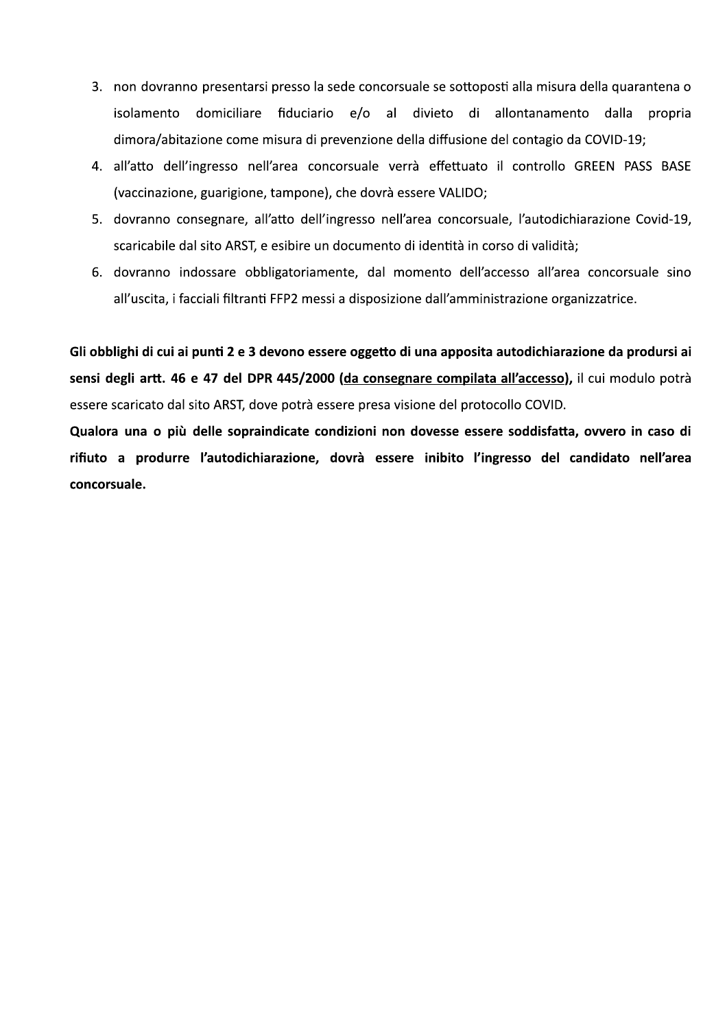3. non dovranno presentarsi presso la sede concorsuale se sottoposti alla misura della quarantena o isolamento domiciliare fiduciario e/o al divieto di allontanamento dalla propria dimora/abitazione come misura di prevenzione della diffusione del contagio da COVID-19;
4. all'atto dell'ingresso nell'area concorsuale verrà effettuato il controllo GREEN PASS BASE (vaccinazione, guarigione, tampone), che dovrà essere VALIDO;
5. dovranno consegnare, all'atto dell'ingresso nell'area concorsuale, l'autodichiarazione Covid-19, scaricabile dal sito ARST, e esibire un documento di identità in corso di validità;
6. dovranno indossare obbligatoriamente, dal momento dell'accesso all'area concorsuale sino all'uscita, i facciali filtranti FFP2 messi a disposizione dall'amministrazione organizzatrice.

**Gli obblighi di cui ai punti 2 e 3 devono essere oggetto di una apposita autodichiarazione da prodursi ai sensi degli artt. 46 e 47 del DPR 445/2000 (<u>da consegnare compilata all'accesso</u>),** il cui modulo potrà essere scaricato dal sito ARST, dove potrà essere presa visione del protocollo COVID.

**Qualora una o più delle sopraindicate condizioni non dovesse essere soddisfatta, ovvero in caso di rifiuto a produrre l'autodichiarazione, dovrà essere inibito l'ingresso del candidato nell'area concorsuale.**